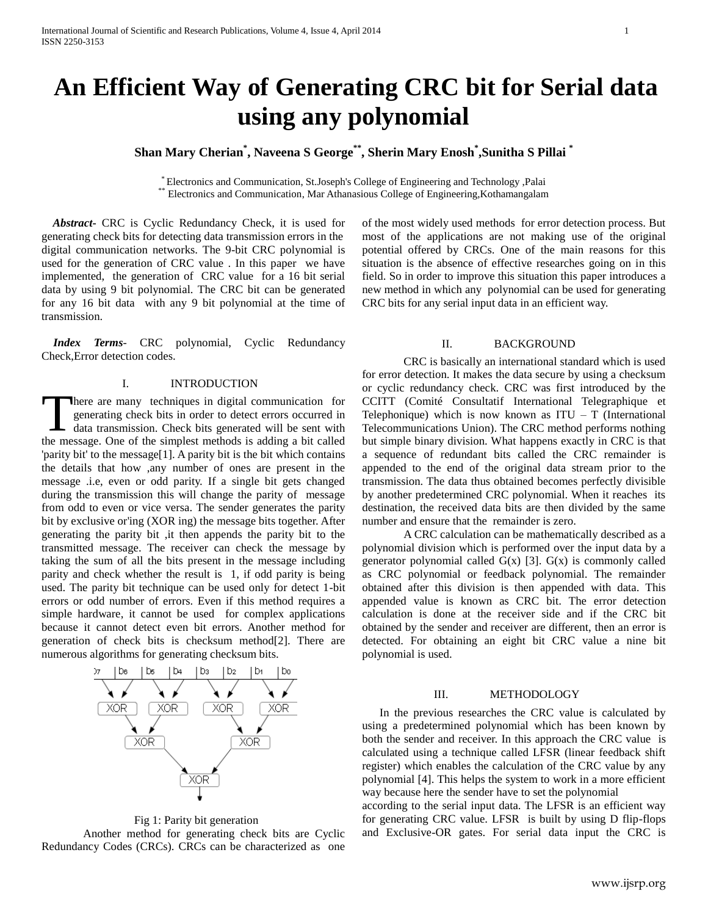# An Efficient Way of Generating CRC bit for Serial data using any polynomial

**Shan Mary Cherian[*], Naveena S George[**], Sherin Mary Enosh[*],Sunitha S Pillai [*]**

[*] Electronics and Communication, St.Joseph's College of Engineering and Technology ,Palai
[**] Electronics and Communication, Mar Athanasious College of Engineering,Kothamangalam

***Abstract***- CRC is Cyclic Redundancy Check, it is used for generating check bits for detecting data transmission errors in the digital communication networks. The 9-bit CRC polynomial is used for the generation of CRC value . In this paper we have implemented, the generation of CRC value for a 16 bit serial data by using 9 bit polynomial. The CRC bit can be generated for any 16 bit data with any 9 bit polynomial at the time of transmission.

***Index Terms***- CRC polynomial, Cyclic Redundancy Check,Error detection codes.

## I. INTRODUCTION

There are many techniques in digital communication for generating check bits in order to detect errors occurred in data transmission. Check bits generated will be sent with the message. One of the simplest methods is adding a bit called 'parity bit' to the message[1]. A parity bit is the bit which contains the details that how ,any number of ones are present in the message .i.e, even or odd parity. If a single bit gets changed during the transmission this will change the parity of message from odd to even or vice versa. The sender generates the parity bit by exclusive or'ing (XOR ing) the message bits together. After generating the parity bit ,it then appends the parity bit to the transmitted message. The receiver can check the message by taking the sum of all the bits present in the message including parity and check whether the result is 1, if odd parity is being used. The parity bit technique can be used only for detect 1-bit errors or odd number of errors. Even if this method requires a simple hardware, it cannot be used for complex applications because it cannot detect even bit errors. Another method for generation of check bits is checksum method[2]. There are numerous algorithms for generating checksum bits.

Fig 1: Parity bit generation

Another method for generating check bits are Cyclic Redundancy Codes (CRCs). CRCs can be characterized as one of the most widely used methods for error detection process. But most of the applications are not making use of the original potential offered by CRCs. One of the main reasons for this situation is the absence of effective researches going on in this field. So in order to improve this situation this paper introduces a new method in which any polynomial can be used for generating CRC bits for any serial input data in an efficient way.

## II. BACKGROUND

CRC is basically an international standard which is used for error detection. It makes the data secure by using a checksum or cyclic redundancy check. CRC was first introduced by the CCITT (Comité Consultatif International Telegraphique et Telephonique) which is now known as ITU – T (International Telecommunications Union). The CRC method performs nothing but simple binary division. What happens exactly in CRC is that a sequence of redundant bits called the CRC remainder is appended to the end of the original data stream prior to the transmission. The data thus obtained becomes perfectly divisible by another predetermined CRC polynomial. When it reaches its destination, the received data bits are then divided by the same number and ensure that the remainder is zero.

A CRC calculation can be mathematically described as a polynomial division which is performed over the input data by a generator polynomial called G(x) [3]. G(x) is commonly called as CRC polynomial or feedback polynomial. The remainder obtained after this division is then appended with data. This appended value is known as CRC bit. The error detection calculation is done at the receiver side and if the CRC bit obtained by the sender and receiver are different, then an error is detected. For obtaining an eight bit CRC value a nine bit polynomial is used.

## III. METHODOLOGY

In the previous researches the CRC value is calculated by using a predetermined polynomial which has been known by both the sender and receiver. In this approach the CRC value is calculated using a technique called LFSR (linear feedback shift register) which enables the calculation of the CRC value by any polynomial [4]. This helps the system to work in a more efficient way because here the sender have to set the polynomial according to the serial input data. The LFSR is an efficient way for generating CRC value. LFSR is built by using D flip-flops and Exclusive-OR gates. For serial data input the CRC is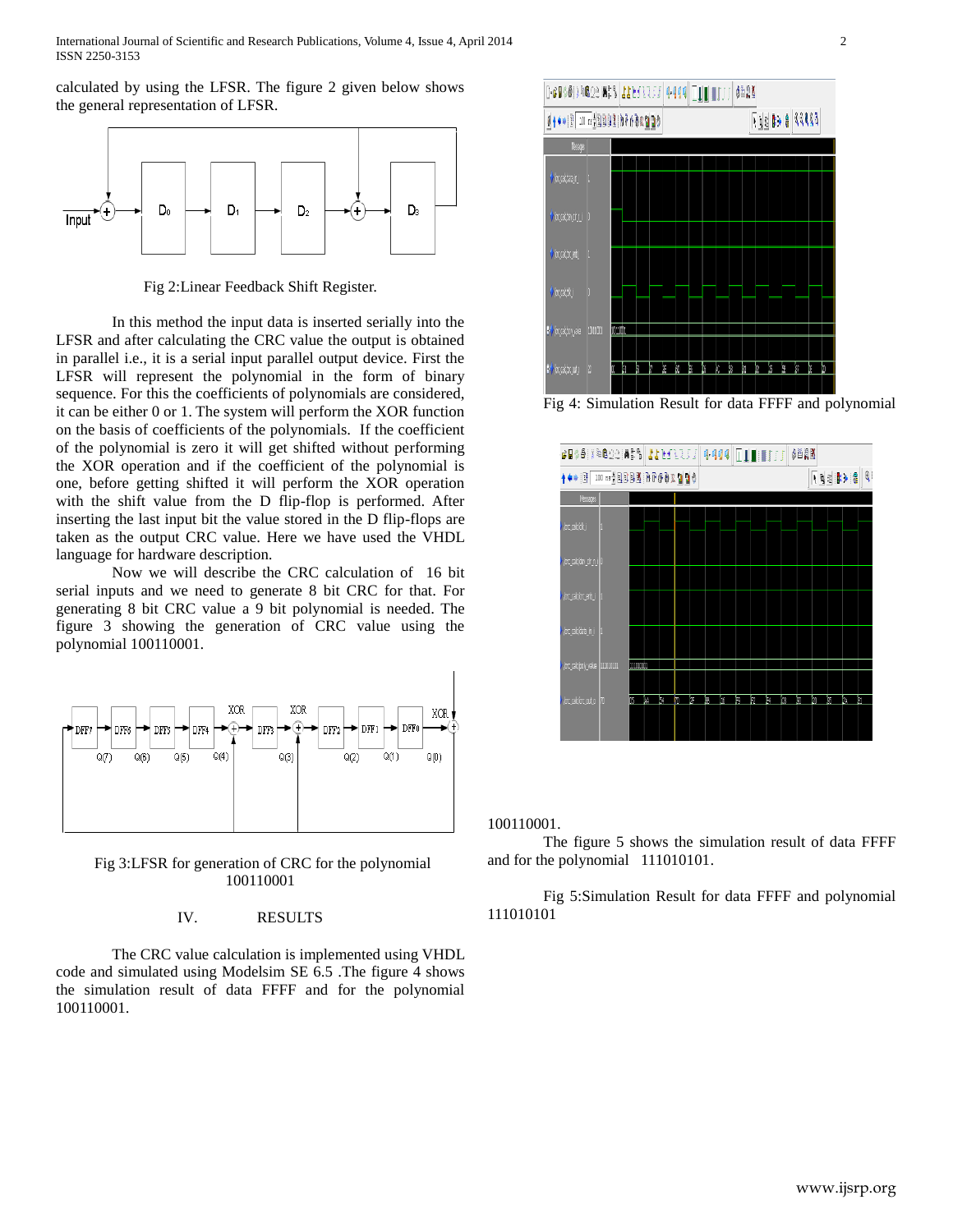calculated by using the LFSR. The figure 2 given below shows the general representation of LFSR.

Fig 2:Linear Feedback Shift Register.

In this method the input data is inserted serially into the LFSR and after calculating the CRC value the output is obtained in parallel i.e., it is a serial input parallel output device. First the LFSR will represent the polynomial in the form of binary sequence. For this the coefficients of polynomials are considered, it can be either 0 or 1. The system will perform the XOR function on the basis of coefficients of the polynomials. If the coefficient of the polynomial is zero it will get shifted without performing the XOR operation and if the coefficient of the polynomial is one, before getting shifted it will perform the XOR operation with the shift value from the D flip-flop is performed. After inserting the last input bit the value stored in the D flip-flops are taken as the output CRC value. Here we have used the VHDL language for hardware description.

Now we will describe the CRC calculation of 16 bit serial inputs and we need to generate 8 bit CRC for that. For generating 8 bit CRC value a 9 bit polynomial is needed. The figure 3 showing the generation of CRC value using the polynomial 100110001.

Fig 3:LFSR for generation of CRC for the polynomial 100110001

## IV. RESULTS

The CRC value calculation is implemented using VHDL code and simulated using Modelsim SE 6.5 .The figure 4 shows the simulation result of data FFFF and for the polynomial 100110001.

Fig 4: Simulation Result for data FFFF and polynomial 100110001.

The figure 5 shows the simulation result of data FFFF and for the polynomial 111010101.

Fig 5:Simulation Result for data FFFF and polynomial 111010101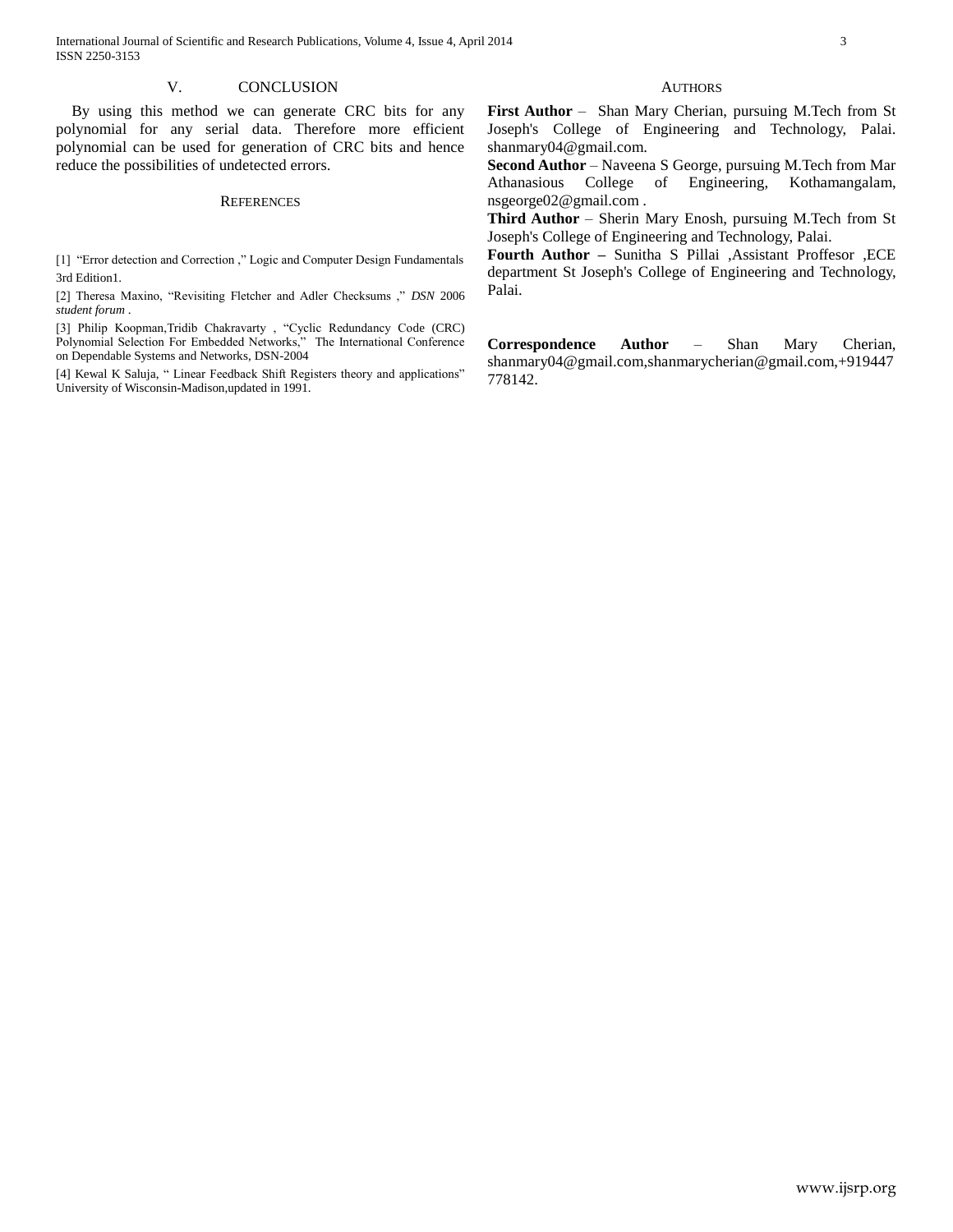## V. CONCLUSION

By using this method we can generate CRC bits for any polynomial for any serial data. Therefore more efficient polynomial can be used for generation of CRC bits and hence reduce the possibilities of undetected errors.

## REFERENCES

[1] "Error detection and Correction ," Logic and Computer Design Fundamentals 3rd Edition1.

[2] Theresa Maxino, "Revisiting Fletcher and Adler Checksums ," *DSN* 2006 *student forum* .

[3] Philip Koopman,Tridib Chakravarty , "Cyclic Redundancy Code (CRC) Polynomial Selection For Embedded Networks," The International Conference on Dependable Systems and Networks, DSN-2004

[4] Kewal K Saluja, " Linear Feedback Shift Registers theory and applications" University of Wisconsin-Madison,updated in 1991.

## AUTHORS

**First Author** – Shan Mary Cherian, pursuing M.Tech from St Joseph's College of Engineering and Technology, Palai. shanmary04@gmail.com.

**Second Author** – Naveena S George, pursuing M.Tech from Mar Athanasious College of Engineering, Kothamangalam, nsgeorge02@gmail.com .

**Third Author** – Sherin Mary Enosh, pursuing M.Tech from St Joseph's College of Engineering and Technology, Palai.

**Fourth Author –** Sunitha S Pillai ,Assistant Proffesor ,ECE department St Joseph's College of Engineering and Technology, Palai.

**Correspondence Author** – Shan Mary Cherian, shanmary04@gmail.com,shanmarycherian@gmail.com,+919447778142.